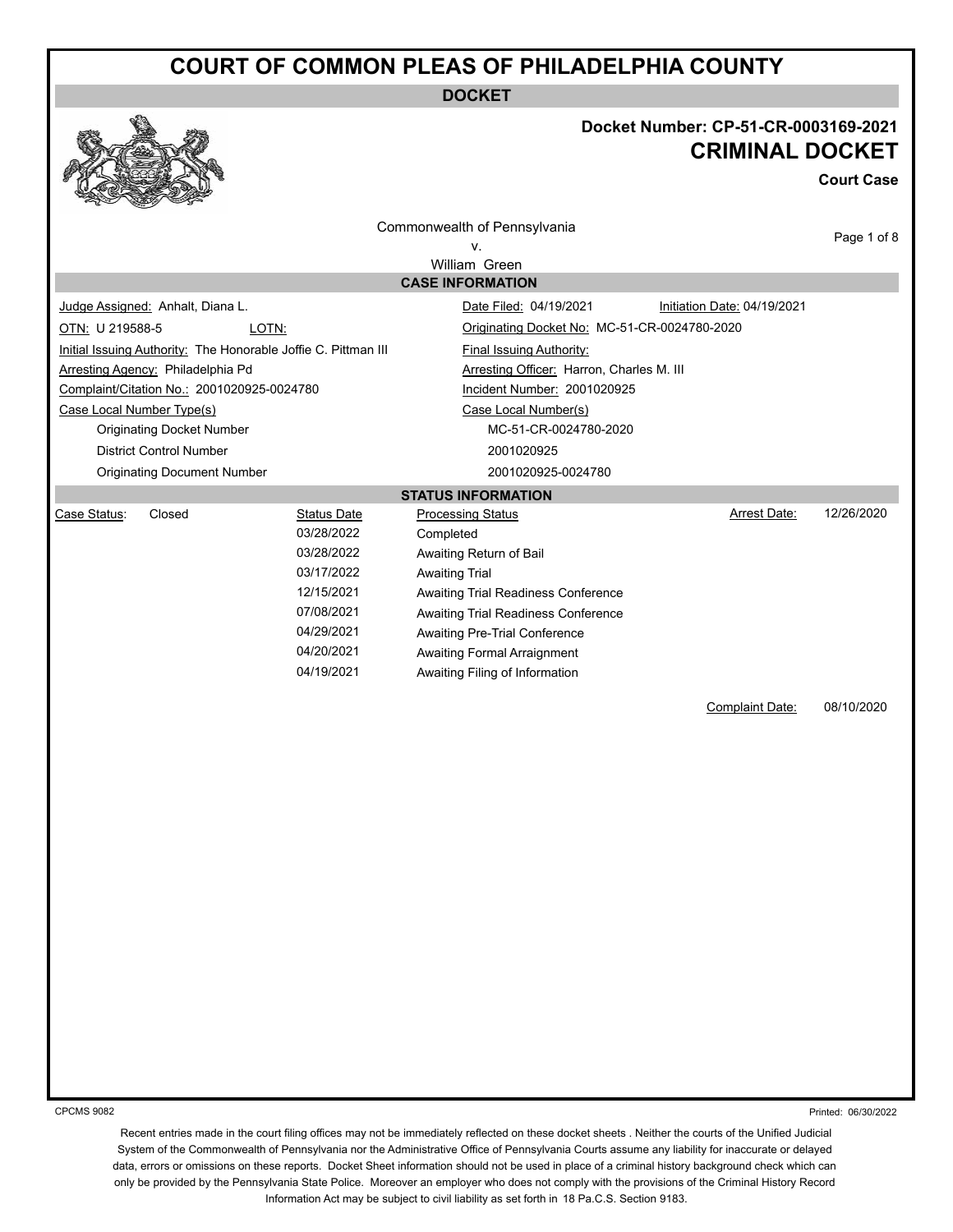# COURT OF COMMON PLEAS OF PHILADELPHIA COUNTY

**DOCKET**

**Docket Number: CP-51-CR-0003169-2021**

## CRIMINAL DOCKET

**Court Case**

Commonwealth of Pennsylvania
v.
William Green

### CASE INFORMATION

| | |
|---|---|
| Judge Assigned: Anhalt, Diana L. | Date Filed: 04/19/2021 &nbsp;&nbsp; Initiation Date: 04/19/2021 |
| OTN: U 219588-5 &nbsp;&nbsp; LOTN: | Originating Docket No: MC-51-CR-0024780-2020 |
| Initial Issuing Authority: The Honorable Joffie C. Pittman III | Final Issuing Authority: |
| Arresting Agency: Philadelphia Pd | Arresting Officer: Harron, Charles M. III |
| Complaint/Citation No.: 2001020925-0024780 | Incident Number: 2001020925 |

| Case Local Number Type(s) | Case Local Number(s) |
|---|---|
| Originating Docket Number | MC-51-CR-0024780-2020 |
| District Control Number | 2001020925 |
| Originating Document Number | 2001020925-0024780 |

### STATUS INFORMATION

Case Status: Closed

Arrest Date: 12/26/2020

| Status Date | Processing Status |
|---|---|
| 03/28/2022 | Completed |
| 03/28/2022 | Awaiting Return of Bail |
| 03/17/2022 | Awaiting Trial |
| 12/15/2021 | Awaiting Trial Readiness Conference |
| 07/08/2021 | Awaiting Trial Readiness Conference |
| 04/29/2021 | Awaiting Pre-Trial Conference |
| 04/20/2021 | Awaiting Formal Arraignment |
| 04/19/2021 | Awaiting Filing of Information |

Complaint Date: 08/10/2020

CPCMS 9082

Printed: 06/30/2022

Recent entries made in the court filing offices may not be immediately reflected on these docket sheets . Neither the courts of the Unified Judicial System of the Commonwealth of Pennsylvania nor the Administrative Office of Pennsylvania Courts assume any liability for inaccurate or delayed data, errors or omissions on these reports. Docket Sheet information should not be used in place of a criminal history background check which can only be provided by the Pennsylvania State Police. Moreover an employer who does not comply with the provisions of the Criminal History Record Information Act may be subject to civil liability as set forth in 18 Pa.C.S. Section 9183.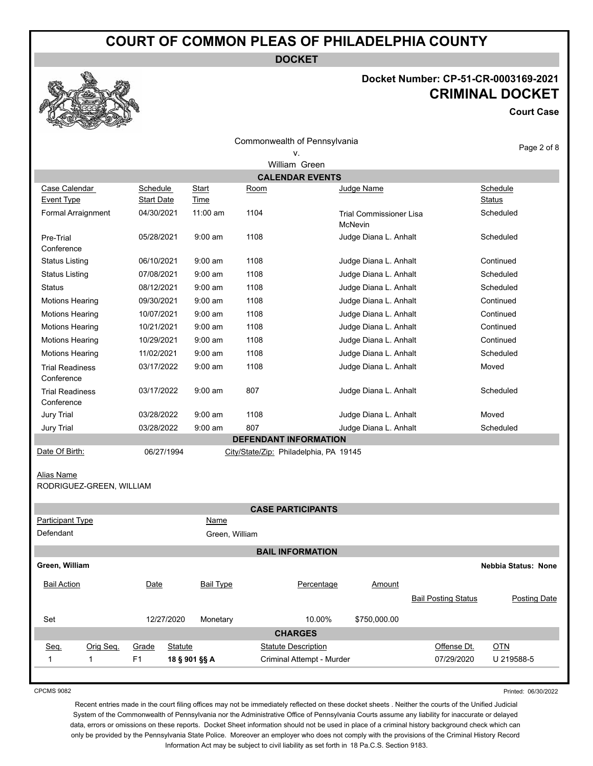# COURT OF COMMON PLEAS OF PHILADELPHIA COUNTY

## DOCKET

**Docket Number: CP-51-CR-0003169-2021**

**CRIMINAL DOCKET**

**Court Case**

Commonwealth of Pennsylvania
v.
William Green

### CALENDAR EVENTS

| Case Calendar Event Type | Schedule Start Date | Start Time | Room | Judge Name | Schedule Status |
|---|---|---|---|---|---|
| Formal Arraignment | 04/30/2021 | 11:00 am | 1104 | Trial Commissioner Lisa McNevin | Scheduled |
| Pre-Trial Conference | 05/28/2021 | 9:00 am | 1108 | Judge Diana L. Anhalt | Scheduled |
| Status Listing | 06/10/2021 | 9:00 am | 1108 | Judge Diana L. Anhalt | Continued |
| Status Listing | 07/08/2021 | 9:00 am | 1108 | Judge Diana L. Anhalt | Scheduled |
| Status | 08/12/2021 | 9:00 am | 1108 | Judge Diana L. Anhalt | Scheduled |
| Motions Hearing | 09/30/2021 | 9:00 am | 1108 | Judge Diana L. Anhalt | Continued |
| Motions Hearing | 10/07/2021 | 9:00 am | 1108 | Judge Diana L. Anhalt | Continued |
| Motions Hearing | 10/21/2021 | 9:00 am | 1108 | Judge Diana L. Anhalt | Continued |
| Motions Hearing | 10/29/2021 | 9:00 am | 1108 | Judge Diana L. Anhalt | Continued |
| Motions Hearing | 11/02/2021 | 9:00 am | 1108 | Judge Diana L. Anhalt | Scheduled |
| Trial Readiness Conference | 03/17/2022 | 9:00 am | 1108 | Judge Diana L. Anhalt | Moved |
| Trial Readiness Conference | 03/17/2022 | 9:00 am | 807 | Judge Diana L. Anhalt | Scheduled |
| Jury Trial | 03/28/2022 | 9:00 am | 1108 | Judge Diana L. Anhalt | Moved |
| Jury Trial | 03/28/2022 | 9:00 am | 807 | Judge Diana L. Anhalt | Scheduled |

### DEFENDANT INFORMATION

Date Of Birth: 06/27/1994 City/State/Zip: Philadelphia, PA 19145

Alias Name
RODRIGUEZ-GREEN, WILLIAM

### CASE PARTICIPANTS

| Participant Type | Name |
|---|---|
| Defendant | Green, William |

### BAIL INFORMATION

**Green, William** **Nebbia Status: None**

| Bail Action | Date | Bail Type | Percentage | Amount | Bail Posting Status | Posting Date |
|---|---|---|---|---|---|---|
| Set | 12/27/2020 | Monetary | 10.00% | $750,000.00 | | |

### CHARGES

| Seq. | Orig Seq. | Grade | Statute | Statute Description | Offense Dt. | OTN |
|---|---|---|---|---|---|---|
| 1 | 1 | F1 | **18 § 901 §§ A** | Criminal Attempt - Murder | 07/29/2020 | U 219588-5 |

CPCMS 9082 Printed: 06/30/2022

Recent entries made in the court filing offices may not be immediately reflected on these docket sheets . Neither the courts of the Unified Judicial System of the Commonwealth of Pennsylvania nor the Administrative Office of Pennsylvania Courts assume any liability for inaccurate or delayed data, errors or omissions on these reports. Docket Sheet information should not be used in place of a criminal history background check which can only be provided by the Pennsylvania State Police. Moreover an employer who does not comply with the provisions of the Criminal History Record Information Act may be subject to civil liability as set forth in 18 Pa.C.S. Section 9183.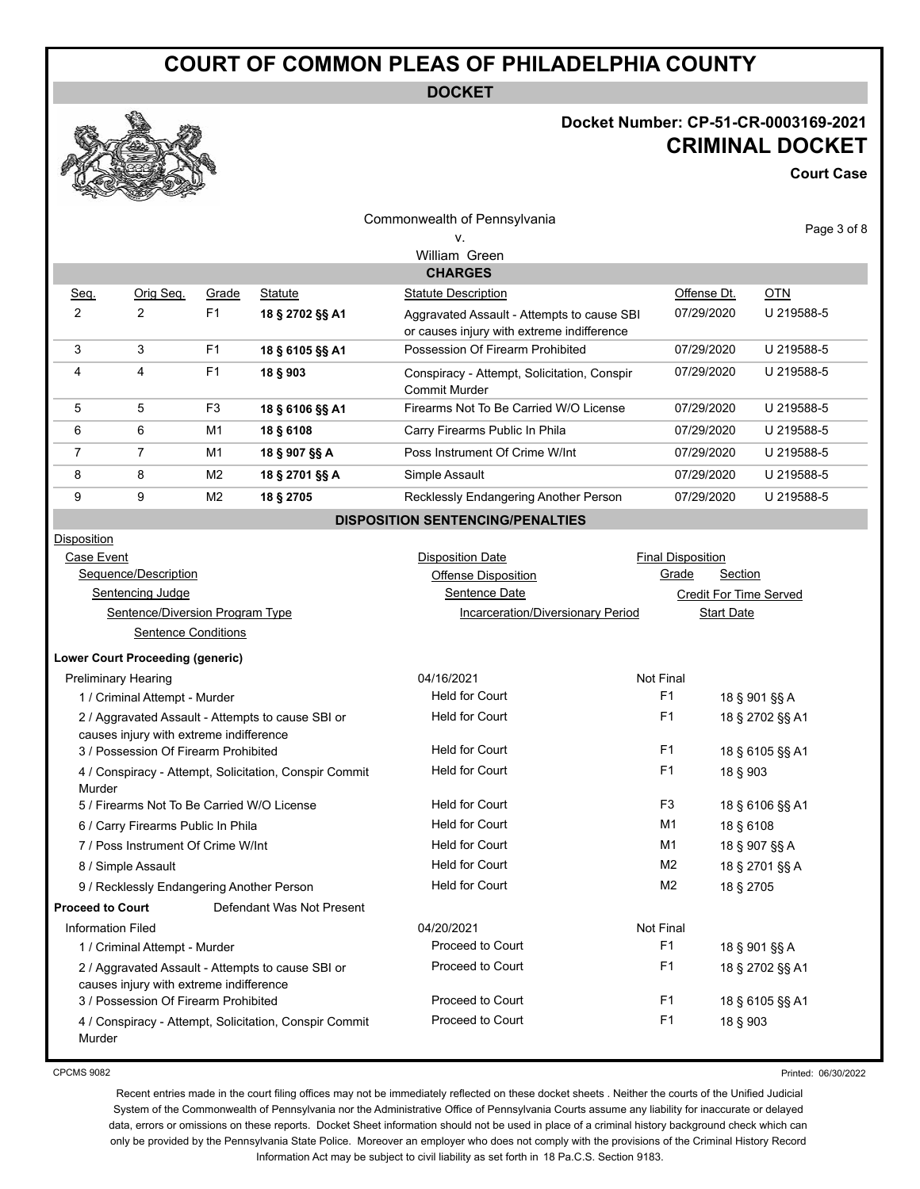# COURT OF COMMON PLEAS OF PHILADELPHIA COUNTY

**DOCKET**

**Docket Number: CP-51-CR-0003169-2021**

**CRIMINAL DOCKET**

**Court Case**

Commonwealth of Pennsylvania
v.
William Green

### CHARGES

| Seq. | Orig Seq. | Grade | Statute | Statute Description | Offense Dt. | OTN |
|---|---|---|---|---|---|---|
| 2 | 2 | F1 | **18 § 2702 §§ A1** | Aggravated Assault - Attempts to cause SBI or causes injury with extreme indifference | 07/29/2020 | U 219588-5 |
| 3 | 3 | F1 | **18 § 6105 §§ A1** | Possession Of Firearm Prohibited | 07/29/2020 | U 219588-5 |
| 4 | 4 | F1 | **18 § 903** | Conspiracy - Attempt, Solicitation, Conspir Commit Murder | 07/29/2020 | U 219588-5 |
| 5 | 5 | F3 | **18 § 6106 §§ A1** | Firearms Not To Be Carried W/O License | 07/29/2020 | U 219588-5 |
| 6 | 6 | M1 | **18 § 6108** | Carry Firearms Public In Phila | 07/29/2020 | U 219588-5 |
| 7 | 7 | M1 | **18 § 907 §§ A** | Poss Instrument Of Crime W/Int | 07/29/2020 | U 219588-5 |
| 8 | 8 | M2 | **18 § 2701 §§ A** | Simple Assault | 07/29/2020 | U 219588-5 |
| 9 | 9 | M2 | **18 § 2705** | Recklessly Endangering Another Person | 07/29/2020 | U 219588-5 |

### DISPOSITION SENTENCING/PENALTIES

Disposition
- Case Event — Disposition Date — Final Disposition
  - Sequence/Description — Offense Disposition — Grade — Section
    - Sentencing Judge — Sentence Date — Credit For Time Served
      - Sentence/Diversion Program Type — Incarceration/Diversionary Period — Start Date
        - Sentence Conditions

**Lower Court Proceeding (generic)**

| Case Event / Sequence/Description | Disposition Date / Offense Disposition | Final Disposition / Grade | Section |
|---|---|---|---|
| Preliminary Hearing | 04/16/2021 | Not Final | |
| 1 / Criminal Attempt - Murder | Held for Court | F1 | 18 § 901 §§ A |
| 2 / Aggravated Assault - Attempts to cause SBI or causes injury with extreme indifference | Held for Court | F1 | 18 § 2702 §§ A1 |
| 3 / Possession Of Firearm Prohibited | Held for Court | F1 | 18 § 6105 §§ A1 |
| 4 / Conspiracy - Attempt, Solicitation, Conspir Commit Murder | Held for Court | F1 | 18 § 903 |
| 5 / Firearms Not To Be Carried W/O License | Held for Court | F3 | 18 § 6106 §§ A1 |
| 6 / Carry Firearms Public In Phila | Held for Court | M1 | 18 § 6108 |
| 7 / Poss Instrument Of Crime W/Int | Held for Court | M1 | 18 § 907 §§ A |
| 8 / Simple Assault | Held for Court | M2 | 18 § 2701 §§ A |
| 9 / Recklessly Endangering Another Person | Held for Court | M2 | 18 § 2705 |

**Proceed to Court** Defendant Was Not Present

| Case Event / Sequence/Description | Disposition Date / Offense Disposition | Final Disposition / Grade | Section |
|---|---|---|---|
| Information Filed | 04/20/2021 | Not Final | |
| 1 / Criminal Attempt - Murder | Proceed to Court | F1 | 18 § 901 §§ A |
| 2 / Aggravated Assault - Attempts to cause SBI or causes injury with extreme indifference | Proceed to Court | F1 | 18 § 2702 §§ A1 |
| 3 / Possession Of Firearm Prohibited | Proceed to Court | F1 | 18 § 6105 §§ A1 |
| 4 / Conspiracy - Attempt, Solicitation, Conspir Commit Murder | Proceed to Court | F1 | 18 § 903 |

CPCMS 9082 Printed: 06/30/2022

Recent entries made in the court filing offices may not be immediately reflected on these docket sheets . Neither the courts of the Unified Judicial System of the Commonwealth of Pennsylvania nor the Administrative Office of Pennsylvania Courts assume any liability for inaccurate or delayed data, errors or omissions on these reports. Docket Sheet information should not be used in place of a criminal history background check which can only be provided by the Pennsylvania State Police. Moreover an employer who does not comply with the provisions of the Criminal History Record Information Act may be subject to civil liability as set forth in 18 Pa.C.S. Section 9183.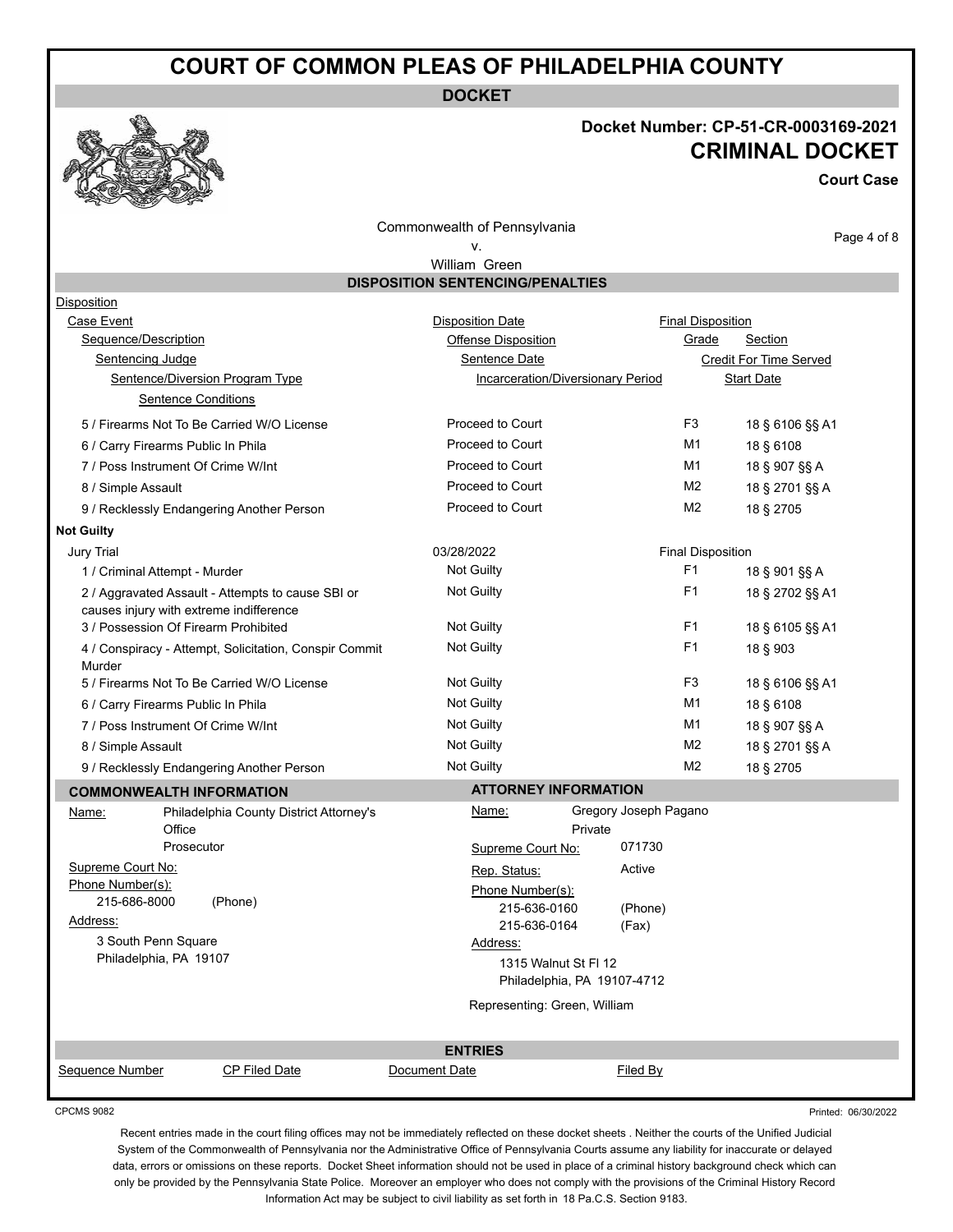# COURT OF COMMON PLEAS OF PHILADELPHIA COUNTY

**DOCKET**

**Docket Number: CP-51-CR-0003169-2021**

**CRIMINAL DOCKET**

**Court Case**

Commonwealth of Pennsylvania
v.
William Green

## DISPOSITION SENTENCING/PENALTIES

| Disposition | | | | |
|---|---|---|---|---|
| Case Event | Disposition Date | Final Disposition | | |
| Sequence/Description | Offense Disposition | Grade | Section | |
| Sentencing Judge | Sentence Date | Credit For Time Served | | |
| Sentence/Diversion Program Type | Incarceration/Diversionary Period | Start Date | | |
| Sentence Conditions | | | | |
| 5 / Firearms Not To Be Carried W/O License | Proceed to Court | F3 | 18 § 6106 §§ A1 | |
| 6 / Carry Firearms Public In Phila | Proceed to Court | M1 | 18 § 6108 | |
| 7 / Poss Instrument Of Crime W/Int | Proceed to Court | M1 | 18 § 907 §§ A | |
| 8 / Simple Assault | Proceed to Court | M2 | 18 § 2701 §§ A | |
| 9 / Recklessly Endangering Another Person | Proceed to Court | M2 | 18 § 2705 | |
| **Not Guilty** | | | | |
| Jury Trial | 03/28/2022 | Final Disposition | | |
| 1 / Criminal Attempt - Murder | Not Guilty | F1 | 18 § 901 §§ A | |
| 2 / Aggravated Assault - Attempts to cause SBI or causes injury with extreme indifference | Not Guilty | F1 | 18 § 2702 §§ A1 | |
| 3 / Possession Of Firearm Prohibited | Not Guilty | F1 | 18 § 6105 §§ A1 | |
| 4 / Conspiracy - Attempt, Solicitation, Conspir Commit Murder | Not Guilty | F1 | 18 § 903 | |
| 5 / Firearms Not To Be Carried W/O License | Not Guilty | F3 | 18 § 6106 §§ A1 | |
| 6 / Carry Firearms Public In Phila | Not Guilty | M1 | 18 § 6108 | |
| 7 / Poss Instrument Of Crime W/Int | Not Guilty | M1 | 18 § 907 §§ A | |
| 8 / Simple Assault | Not Guilty | M2 | 18 § 2701 §§ A | |
| 9 / Recklessly Endangering Another Person | Not Guilty | M2 | 18 § 2705 | |

## COMMONWEALTH INFORMATION

Name: Philadelphia County District Attorney's Office
Prosecutor

Supreme Court No:

Phone Number(s):
215-686-8000 (Phone)

Address:
3 South Penn Square
Philadelphia, PA 19107

## ATTORNEY INFORMATION

Name: Gregory Joseph Pagano
Private

Supreme Court No: 071730

Rep. Status: Active

Phone Number(s):
215-636-0160 (Phone)
215-636-0164 (Fax)

Address:
1315 Walnut St Fl 12
Philadelphia, PA 19107-4712

Representing: Green, William

## ENTRIES

| Sequence Number | CP Filed Date | Document Date | Filed By |
|---|---|---|---|

CPCMS 9082

Printed: 06/30/2022

Recent entries made in the court filing offices may not be immediately reflected on these docket sheets . Neither the courts of the Unified Judicial System of the Commonwealth of Pennsylvania nor the Administrative Office of Pennsylvania Courts assume any liability for inaccurate or delayed data, errors or omissions on these reports. Docket Sheet information should not be used in place of a criminal history background check which can only be provided by the Pennsylvania State Police. Moreover an employer who does not comply with the provisions of the Criminal History Record Information Act may be subject to civil liability as set forth in 18 Pa.C.S. Section 9183.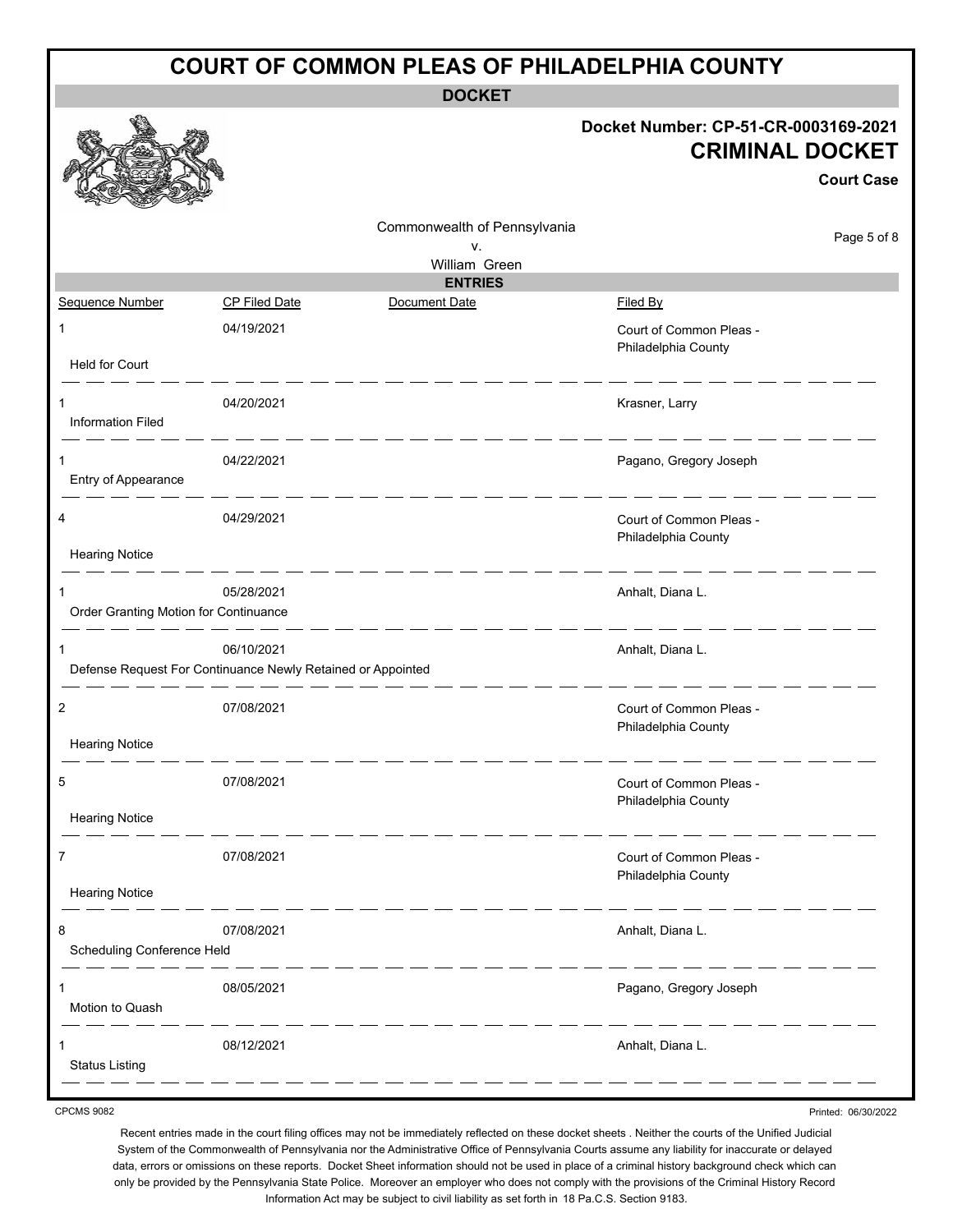# COURT OF COMMON PLEAS OF PHILADELPHIA COUNTY

**DOCKET**

**Docket Number: CP-51-CR-0003169-2021**

**CRIMINAL DOCKET**

**Court Case**

Commonwealth of Pennsylvania
v.
William Green

## ENTRIES

| Sequence Number | CP Filed Date | Document Date | Filed By |
|---|---|---|---|
| 1<br>Held for Court | 04/19/2021 | | Court of Common Pleas - Philadelphia County |
| 1<br>Information Filed | 04/20/2021 | | Krasner, Larry |
| 1<br>Entry of Appearance | 04/22/2021 | | Pagano, Gregory Joseph |
| 4<br>Hearing Notice | 04/29/2021 | | Court of Common Pleas - Philadelphia County |
| 1<br>Order Granting Motion for Continuance | 05/28/2021 | | Anhalt, Diana L. |
| 1<br>Defense Request For Continuance Newly Retained or Appointed | 06/10/2021 | | Anhalt, Diana L. |
| 2<br>Hearing Notice | 07/08/2021 | | Court of Common Pleas - Philadelphia County |
| 5<br>Hearing Notice | 07/08/2021 | | Court of Common Pleas - Philadelphia County |
| 7<br>Hearing Notice | 07/08/2021 | | Court of Common Pleas - Philadelphia County |
| 8<br>Scheduling Conference Held | 07/08/2021 | | Anhalt, Diana L. |
| 1<br>Motion to Quash | 08/05/2021 | | Pagano, Gregory Joseph |
| 1<br>Status Listing | 08/12/2021 | | Anhalt, Diana L. |

CPCMS 9082

Printed: 06/30/2022

Recent entries made in the court filing offices may not be immediately reflected on these docket sheets . Neither the courts of the Unified Judicial System of the Commonwealth of Pennsylvania nor the Administrative Office of Pennsylvania Courts assume any liability for inaccurate or delayed data, errors or omissions on these reports. Docket Sheet information should not be used in place of a criminal history background check which can only be provided by the Pennsylvania State Police. Moreover an employer who does not comply with the provisions of the Criminal History Record Information Act may be subject to civil liability as set forth in 18 Pa.C.S. Section 9183.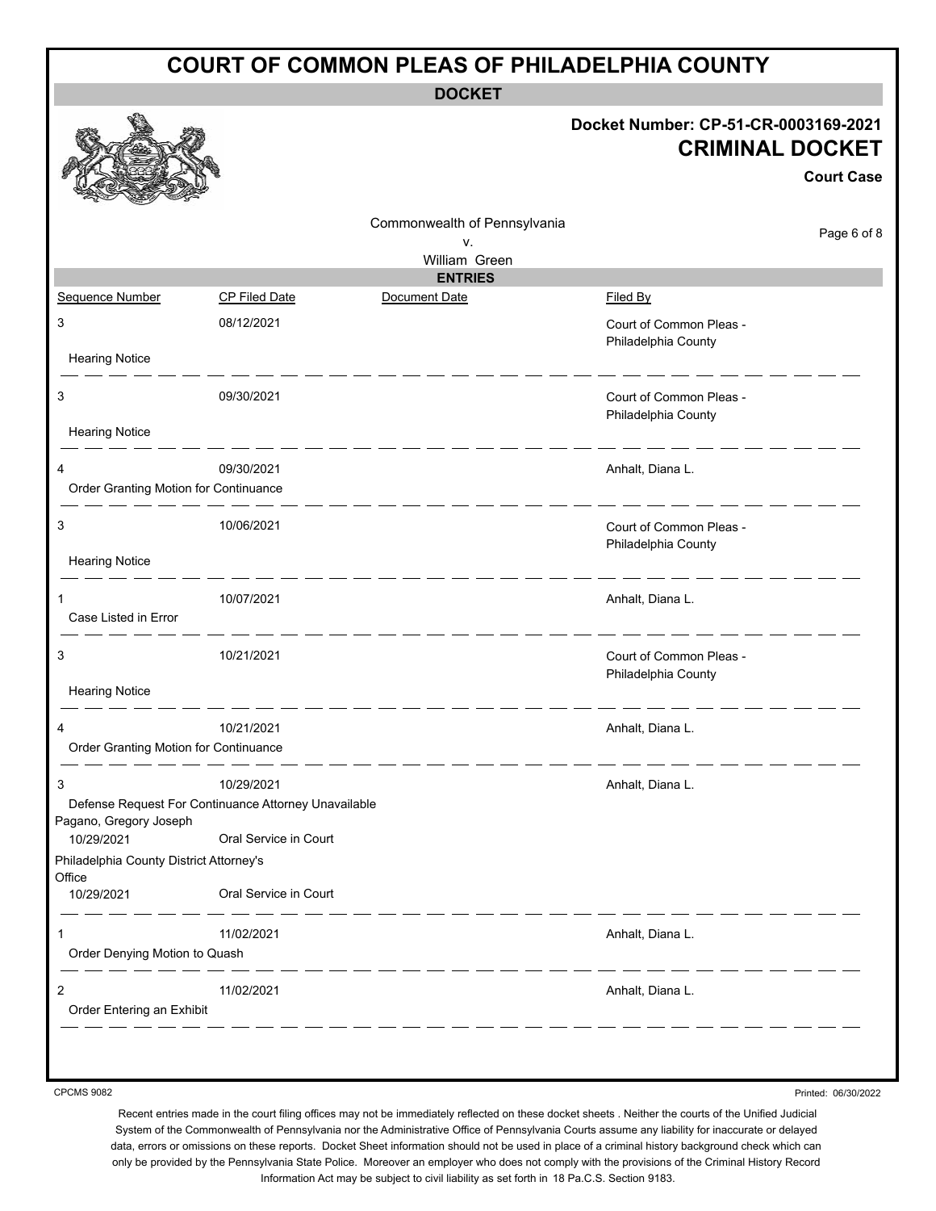# COURT OF COMMON PLEAS OF PHILADELPHIA COUNTY

**DOCKET**

**Docket Number: CP-51-CR-0003169-2021**

## CRIMINAL DOCKET

**Court Case**

Commonwealth of Pennsylvania
v.
William Green

**ENTRIES**

| Sequence Number | CP Filed Date | Document Date | Filed By |
|---|---|---|---|
| 3 | 08/12/2021 | | Court of Common Pleas - Philadelphia County |
| Hearing Notice | | | |
| 3 | 09/30/2021 | | Court of Common Pleas - Philadelphia County |
| Hearing Notice | | | |
| 4 | 09/30/2021 | | Anhalt, Diana L. |
| Order Granting Motion for Continuance | | | |
| 3 | 10/06/2021 | | Court of Common Pleas - Philadelphia County |
| Hearing Notice | | | |
| 1 | 10/07/2021 | | Anhalt, Diana L. |
| Case Listed in Error | | | |
| 3 | 10/21/2021 | | Court of Common Pleas - Philadelphia County |
| Hearing Notice | | | |
| 4 | 10/21/2021 | | Anhalt, Diana L. |
| Order Granting Motion for Continuance | | | |
| 3 | 10/29/2021 | | Anhalt, Diana L. |
| Defense Request For Continuance Attorney Unavailable | | | |
| Pagano, Gregory Joseph | | | |
| 10/29/2021 | Oral Service in Court | | |
| Philadelphia County District Attorney's Office | | | |
| 10/29/2021 | Oral Service in Court | | |
| 1 | 11/02/2021 | | Anhalt, Diana L. |
| Order Denying Motion to Quash | | | |
| 2 | 11/02/2021 | | Anhalt, Diana L. |
| Order Entering an Exhibit | | | |

CPCMS 9082

Printed: 06/30/2022

Recent entries made in the court filing offices may not be immediately reflected on these docket sheets . Neither the courts of the Unified Judicial System of the Commonwealth of Pennsylvania nor the Administrative Office of Pennsylvania Courts assume any liability for inaccurate or delayed data, errors or omissions on these reports. Docket Sheet information should not be used in place of a criminal history background check which can only be provided by the Pennsylvania State Police. Moreover an employer who does not comply with the provisions of the Criminal History Record Information Act may be subject to civil liability as set forth in 18 Pa.C.S. Section 9183.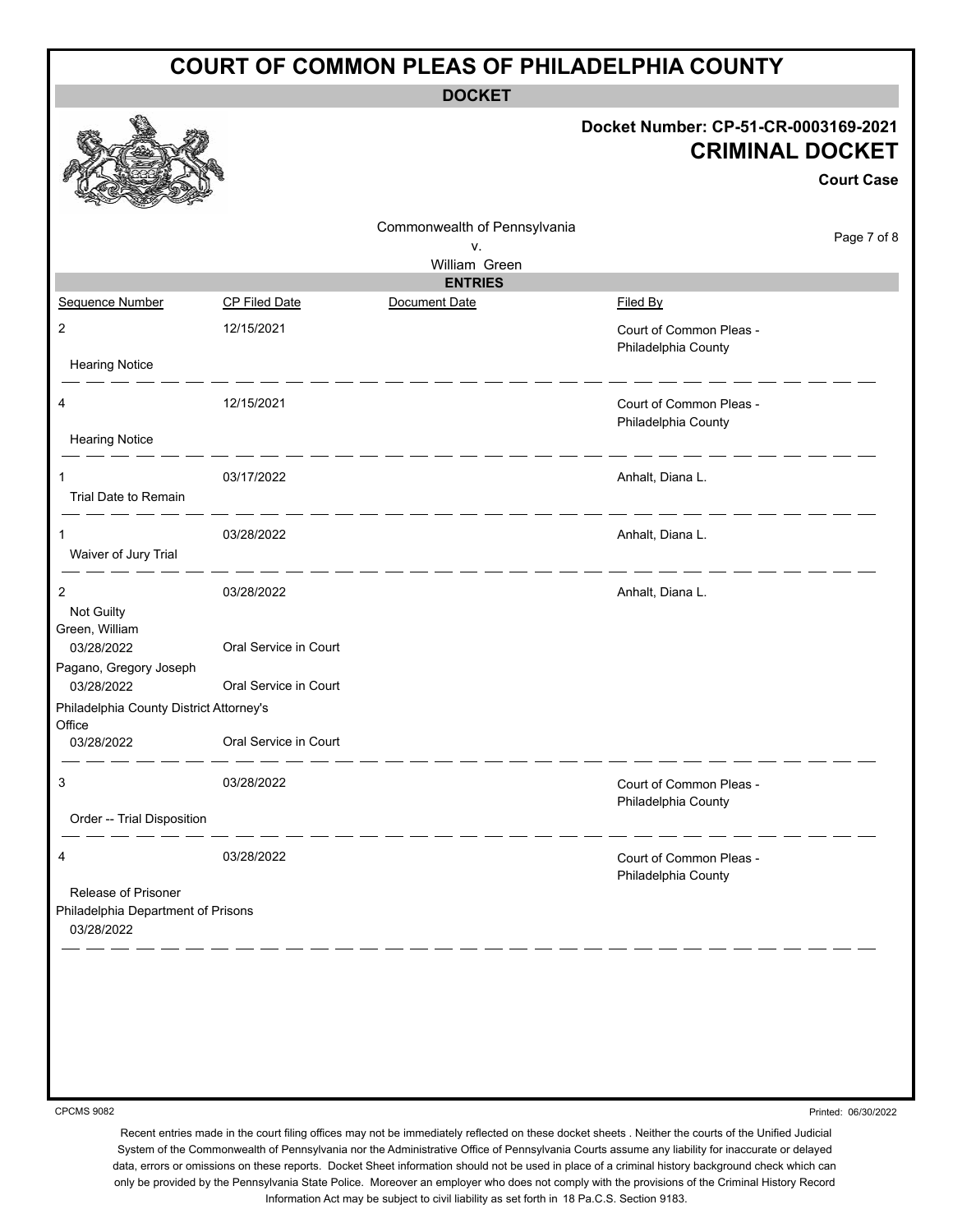# COURT OF COMMON PLEAS OF PHILADELPHIA COUNTY

**DOCKET**

**Docket Number: CP-51-CR-0003169-2021**

## CRIMINAL DOCKET

**Court Case**

Commonwealth of Pennsylvania
v.
William Green

**ENTRIES**

| Sequence Number | CP Filed Date | Document Date | Filed By |
|---|---|---|---|
| 2 | 12/15/2021 | | Court of Common Pleas - Philadelphia County |
| Hearing Notice | | | |
| 4 | 12/15/2021 | | Court of Common Pleas - Philadelphia County |
| Hearing Notice | | | |
| 1 | 03/17/2022 | | Anhalt, Diana L. |
| Trial Date to Remain | | | |
| 1 | 03/28/2022 | | Anhalt, Diana L. |
| Waiver of Jury Trial | | | |
| 2 | 03/28/2022 | | Anhalt, Diana L. |
| Not Guilty | | | |
| Green, William | | | |
| 03/28/2022 | Oral Service in Court | | |
| Pagano, Gregory Joseph | | | |
| 03/28/2022 | Oral Service in Court | | |
| Philadelphia County District Attorney's Office | | | |
| 03/28/2022 | Oral Service in Court | | |
| 3 | 03/28/2022 | | Court of Common Pleas - Philadelphia County |
| Order -- Trial Disposition | | | |
| 4 | 03/28/2022 | | Court of Common Pleas - Philadelphia County |
| Release of Prisoner | | | |
| Philadelphia Department of Prisons | | | |
| 03/28/2022 | | | |

CPCMS 9082

Printed: 06/30/2022

Recent entries made in the court filing offices may not be immediately reflected on these docket sheets . Neither the courts of the Unified Judicial System of the Commonwealth of Pennsylvania nor the Administrative Office of Pennsylvania Courts assume any liability for inaccurate or delayed data, errors or omissions on these reports. Docket Sheet information should not be used in place of a criminal history background check which can only be provided by the Pennsylvania State Police. Moreover an employer who does not comply with the provisions of the Criminal History Record Information Act may be subject to civil liability as set forth in 18 Pa.C.S. Section 9183.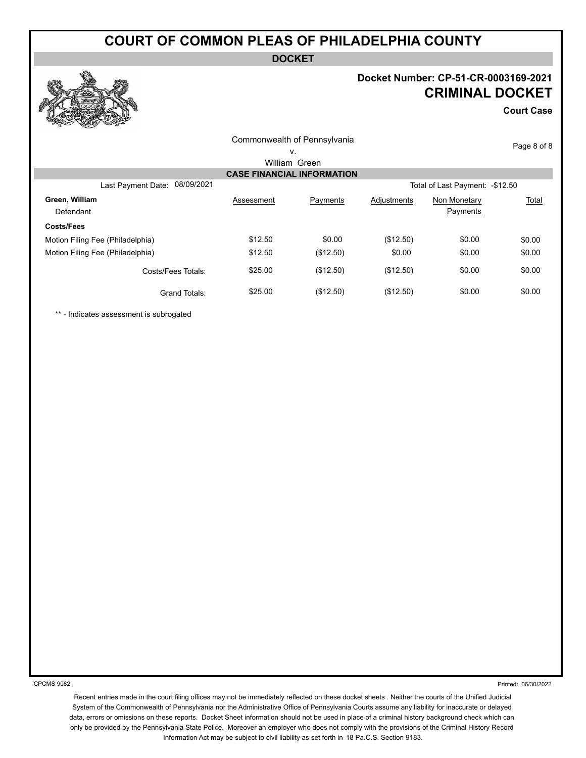# COURT OF COMMON PLEAS OF PHILADELPHIA COUNTY

**DOCKET**

**Docket Number: CP-51-CR-0003169-2021**

**CRIMINAL DOCKET**

**Court Case**

Commonwealth of Pennsylvania
v.
William Green

## CASE FINANCIAL INFORMATION

Last Payment Date: 08/09/2021 | Total of Last Payment: -$12.50

| | Assessment | Payments | Adjustments | Non Monetary Payments | Total |
|---|---|---|---|---|---|
| **Green, William** Defendant | | | | | |
| **Costs/Fees** | | | | | |
| Motion Filing Fee (Philadelphia) | $12.50 | $0.00 | ($12.50) | $0.00 | $0.00 |
| Motion Filing Fee (Philadelphia) | $12.50 | ($12.50) | $0.00 | $0.00 | $0.00 |
| Costs/Fees Totals: | $25.00 | ($12.50) | ($12.50) | $0.00 | $0.00 |
| Grand Totals: | $25.00 | ($12.50) | ($12.50) | $0.00 | $0.00 |

** - Indicates assessment is subrogated

CPCMS 9082

Printed: 06/30/2022

Recent entries made in the court filing offices may not be immediately reflected on these docket sheets . Neither the courts of the Unified Judicial System of the Commonwealth of Pennsylvania nor the Administrative Office of Pennsylvania Courts assume any liability for inaccurate or delayed data, errors or omissions on these reports. Docket Sheet information should not be used in place of a criminal history background check which can only be provided by the Pennsylvania State Police. Moreover an employer who does not comply with the provisions of the Criminal History Record Information Act may be subject to civil liability as set forth in 18 Pa.C.S. Section 9183.